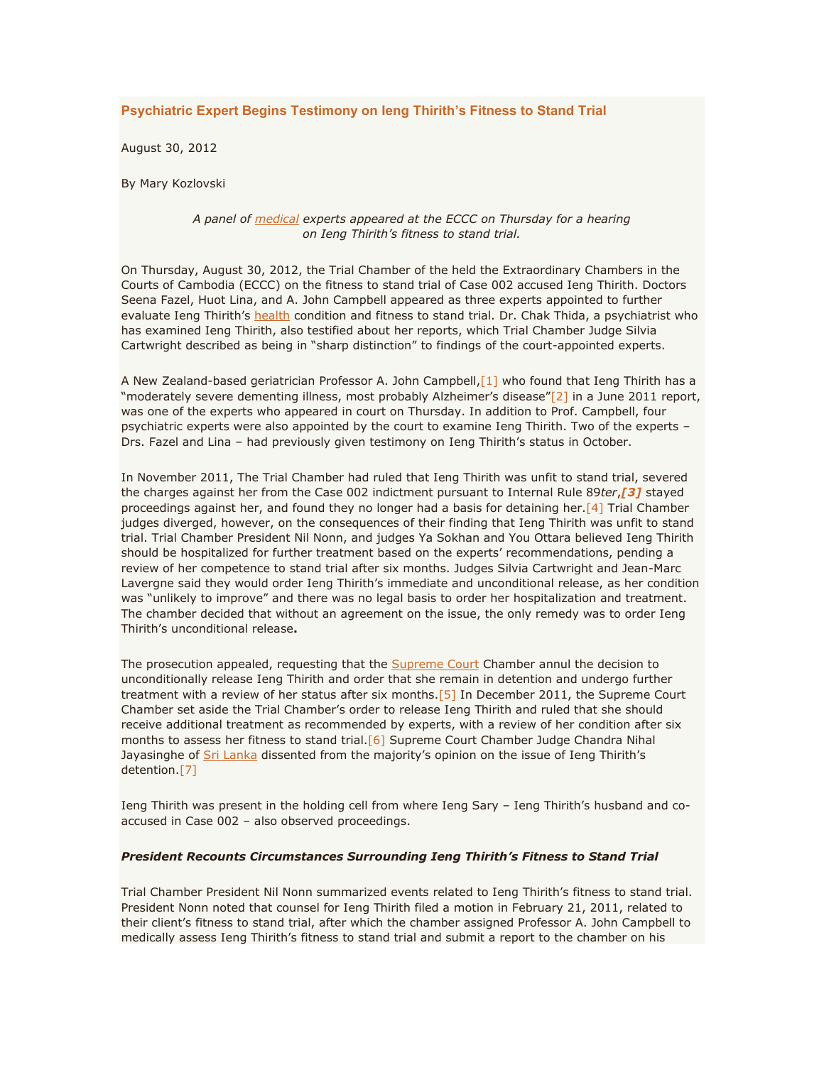### Psychiatric Expert Begins Testimony on Ieng Thirith's Fitness to Stand Trial

August 30, 2012

By Mary Kozlovski

*A panel of medical experts appeared at the ECCC on Thursday for a hearing on Ieng Thirith's fitness to stand trial.*

On Thursday, August 30, 2012, the Trial Chamber of the held the Extraordinary Chambers in the Courts of Cambodia (ECCC) on the fitness to stand trial of Case 002 accused Ieng Thirith. Doctors Seena Fazel, Huot Lina, and A. John Campbell appeared as three experts appointed to further evaluate Ieng Thirith's health condition and fitness to stand trial. Dr. Chak Thida, a psychiatrist who has examined Ieng Thirith, also testified about her reports, which Trial Chamber Judge Silvia Cartwright described as being in "sharp distinction" to findings of the court-appointed experts.

A New Zealand-based geriatrician Professor A. John Campbell,[1] who found that Ieng Thirith has a "moderately severe dementing illness, most probably Alzheimer's disease"[2] in a June 2011 report, was one of the experts who appeared in court on Thursday. In addition to Prof. Campbell, four psychiatric experts were also appointed by the court to examine Ieng Thirith. Two of the experts – Drs. Fazel and Lina – had previously given testimony on Ieng Thirith's status in October.

In November 2011, The Trial Chamber had ruled that Ieng Thirith was unfit to stand trial, severed the charges against her from the Case 002 indictment pursuant to Internal Rule 89*ter*,*[3]* stayed proceedings against her, and found they no longer had a basis for detaining her.[4] Trial Chamber judges diverged, however, on the consequences of their finding that Ieng Thirith was unfit to stand trial. Trial Chamber President Nil Nonn, and judges Ya Sokhan and You Ottara believed Ieng Thirith should be hospitalized for further treatment based on the experts' recommendations, pending a review of her competence to stand trial after six months. Judges Silvia Cartwright and Jean-Marc Lavergne said they would order Ieng Thirith's immediate and unconditional release, as her condition was "unlikely to improve" and there was no legal basis to order her hospitalization and treatment. The chamber decided that without an agreement on the issue, the only remedy was to order Ieng Thirith's unconditional release**.**

The prosecution appealed, requesting that the Supreme Court Chamber annul the decision to unconditionally release Ieng Thirith and order that she remain in detention and undergo further treatment with a review of her status after six months.[5] In December 2011, the Supreme Court Chamber set aside the Trial Chamber's order to release Ieng Thirith and ruled that she should receive additional treatment as recommended by experts, with a review of her condition after six months to assess her fitness to stand trial.[6] Supreme Court Chamber Judge Chandra Nihal Jayasinghe of Sri Lanka dissented from the majority's opinion on the issue of Ieng Thirith's detention.[7]

Ieng Thirith was present in the holding cell from where Ieng Sary – Ieng Thirith's husband and co-accused in Case 002 – also observed proceedings.

#### *President Recounts Circumstances Surrounding Ieng Thirith's Fitness to Stand Trial*

Trial Chamber President Nil Nonn summarized events related to Ieng Thirith's fitness to stand trial. President Nonn noted that counsel for Ieng Thirith filed a motion in February 21, 2011, related to their client's fitness to stand trial, after which the chamber assigned Professor A. John Campbell to medically assess Ieng Thirith's fitness to stand trial and submit a report to the chamber on his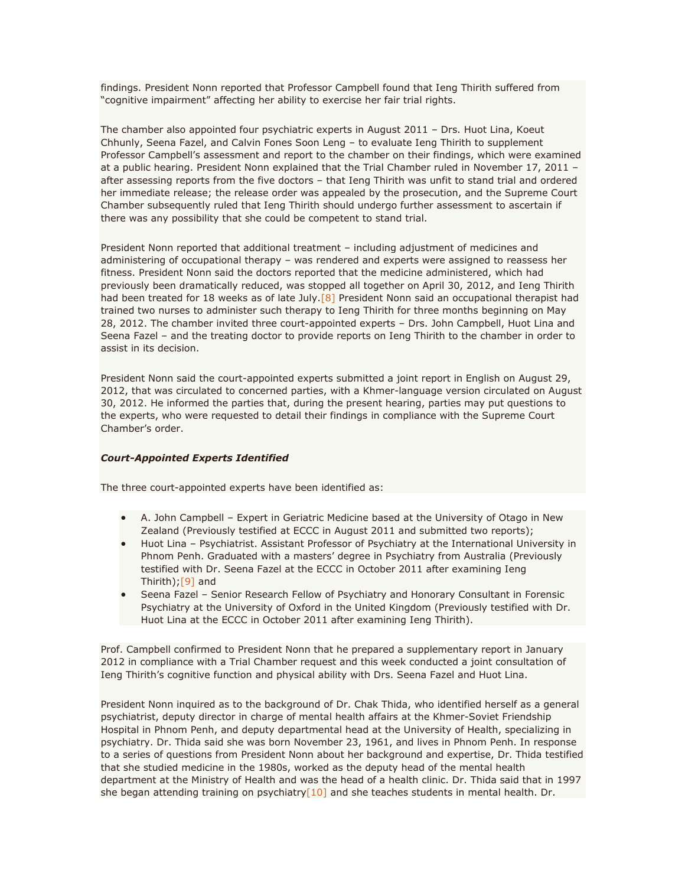findings. President Nonn reported that Professor Campbell found that Ieng Thirith suffered from "cognitive impairment" affecting her ability to exercise her fair trial rights.

The chamber also appointed four psychiatric experts in August 2011 – Drs. Huot Lina, Koeut Chhunly, Seena Fazel, and Calvin Fones Soon Leng – to evaluate Ieng Thirith to supplement Professor Campbell's assessment and report to the chamber on their findings, which were examined at a public hearing. President Nonn explained that the Trial Chamber ruled in November 17, 2011 – after assessing reports from the five doctors – that Ieng Thirith was unfit to stand trial and ordered her immediate release; the release order was appealed by the prosecution, and the Supreme Court Chamber subsequently ruled that Ieng Thirith should undergo further assessment to ascertain if there was any possibility that she could be competent to stand trial.

President Nonn reported that additional treatment – including adjustment of medicines and administering of occupational therapy – was rendered and experts were assigned to reassess her fitness. President Nonn said the doctors reported that the medicine administered, which had previously been dramatically reduced, was stopped all together on April 30, 2012, and Ieng Thirith had been treated for 18 weeks as of late July.[8] President Nonn said an occupational therapist had trained two nurses to administer such therapy to Ieng Thirith for three months beginning on May 28, 2012. The chamber invited three court-appointed experts – Drs. John Campbell, Huot Lina and Seena Fazel – and the treating doctor to provide reports on Ieng Thirith to the chamber in order to assist in its decision.

President Nonn said the court-appointed experts submitted a joint report in English on August 29, 2012, that was circulated to concerned parties, with a Khmer-language version circulated on August 30, 2012. He informed the parties that, during the present hearing, parties may put questions to the experts, who were requested to detail their findings in compliance with the Supreme Court Chamber's order.

***Court-Appointed Experts Identified***

The three court-appointed experts have been identified as:

- A. John Campbell – Expert in Geriatric Medicine based at the University of Otago in New Zealand (Previously testified at ECCC in August 2011 and submitted two reports);
- Huot Lina – Psychiatrist. Assistant Professor of Psychiatry at the International University in Phnom Penh. Graduated with a masters' degree in Psychiatry from Australia (Previously testified with Dr. Seena Fazel at the ECCC in October 2011 after examining Ieng Thirith);[9] and
- Seena Fazel – Senior Research Fellow of Psychiatry and Honorary Consultant in Forensic Psychiatry at the University of Oxford in the United Kingdom (Previously testified with Dr. Huot Lina at the ECCC in October 2011 after examining Ieng Thirith).

Prof. Campbell confirmed to President Nonn that he prepared a supplementary report in January 2012 in compliance with a Trial Chamber request and this week conducted a joint consultation of Ieng Thirith's cognitive function and physical ability with Drs. Seena Fazel and Huot Lina.

President Nonn inquired as to the background of Dr. Chak Thida, who identified herself as a general psychiatrist, deputy director in charge of mental health affairs at the Khmer-Soviet Friendship Hospital in Phnom Penh, and deputy departmental head at the University of Health, specializing in psychiatry. Dr. Thida said she was born November 23, 1961, and lives in Phnom Penh. In response to a series of questions from President Nonn about her background and expertise, Dr. Thida testified that she studied medicine in the 1980s, worked as the deputy head of the mental health department at the Ministry of Health and was the head of a health clinic. Dr. Thida said that in 1997 she began attending training on psychiatry[10] and she teaches students in mental health. Dr.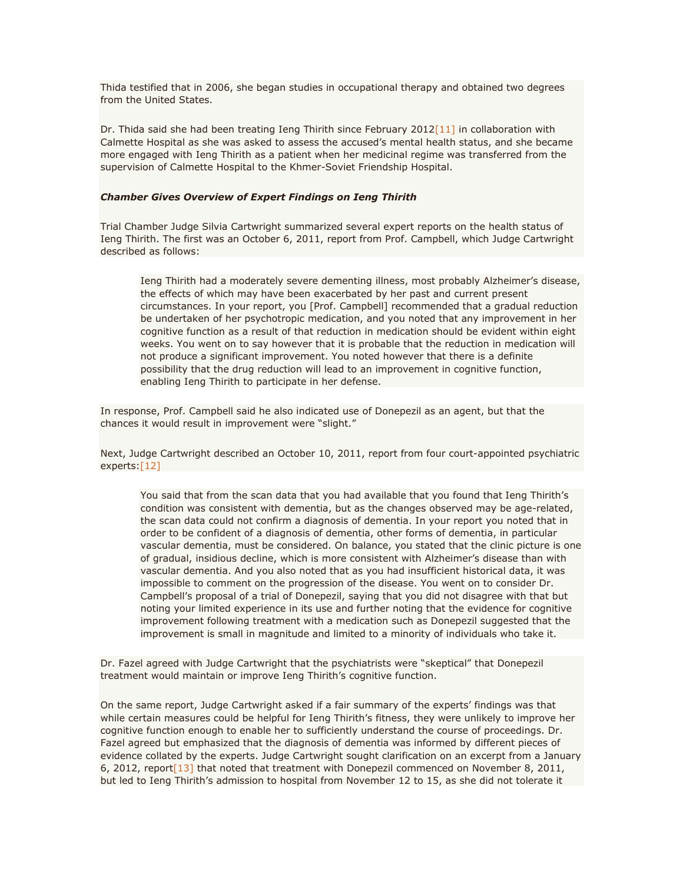Thida testified that in 2006, she began studies in occupational therapy and obtained two degrees from the United States.

Dr. Thida said she had been treating Ieng Thirith since February 2012[11] in collaboration with Calmette Hospital as she was asked to assess the accused's mental health status, and she became more engaged with Ieng Thirith as a patient when her medicinal regime was transferred from the supervision of Calmette Hospital to the Khmer-Soviet Friendship Hospital.

### *Chamber Gives Overview of Expert Findings on Ieng Thirith*

Trial Chamber Judge Silvia Cartwright summarized several expert reports on the health status of Ieng Thirith. The first was an October 6, 2011, report from Prof. Campbell, which Judge Cartwright described as follows:

> Ieng Thirith had a moderately severe dementing illness, most probably Alzheimer's disease, the effects of which may have been exacerbated by her past and current present circumstances. In your report, you [Prof. Campbell] recommended that a gradual reduction be undertaken of her psychotropic medication, and you noted that any improvement in her cognitive function as a result of that reduction in medication should be evident within eight weeks. You went on to say however that it is probable that the reduction in medication will not produce a significant improvement. You noted however that there is a definite possibility that the drug reduction will lead to an improvement in cognitive function, enabling Ieng Thirith to participate in her defense.

In response, Prof. Campbell said he also indicated use of Donepezil as an agent, but that the chances it would result in improvement were "slight."

Next, Judge Cartwright described an October 10, 2011, report from four court-appointed psychiatric experts:[12]

> You said that from the scan data that you had available that you found that Ieng Thirith's condition was consistent with dementia, but as the changes observed may be age-related, the scan data could not confirm a diagnosis of dementia. In your report you noted that in order to be confident of a diagnosis of dementia, other forms of dementia, in particular vascular dementia, must be considered. On balance, you stated that the clinic picture is one of gradual, insidious decline, which is more consistent with Alzheimer's disease than with vascular dementia. And you also noted that as you had insufficient historical data, it was impossible to comment on the progression of the disease. You went on to consider Dr. Campbell's proposal of a trial of Donepezil, saying that you did not disagree with that but noting your limited experience in its use and further noting that the evidence for cognitive improvement following treatment with a medication such as Donepezil suggested that the improvement is small in magnitude and limited to a minority of individuals who take it.

Dr. Fazel agreed with Judge Cartwright that the psychiatrists were "skeptical" that Donepezil treatment would maintain or improve Ieng Thirith's cognitive function.

On the same report, Judge Cartwright asked if a fair summary of the experts' findings was that while certain measures could be helpful for Ieng Thirith's fitness, they were unlikely to improve her cognitive function enough to enable her to sufficiently understand the course of proceedings. Dr. Fazel agreed but emphasized that the diagnosis of dementia was informed by different pieces of evidence collated by the experts. Judge Cartwright sought clarification on an excerpt from a January 6, 2012, report[13] that noted that treatment with Donepezil commenced on November 8, 2011, but led to Ieng Thirith's admission to hospital from November 12 to 15, as she did not tolerate it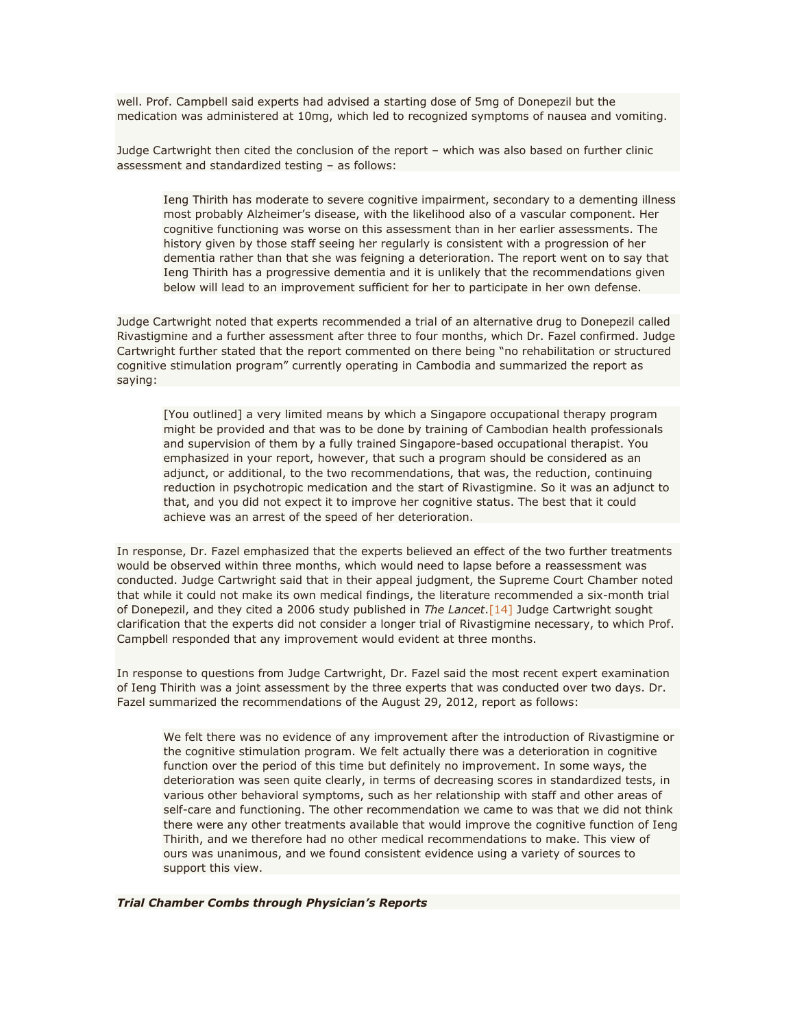well. Prof. Campbell said experts had advised a starting dose of 5mg of Donepezil but the medication was administered at 10mg, which led to recognized symptoms of nausea and vomiting.

Judge Cartwright then cited the conclusion of the report – which was also based on further clinic assessment and standardized testing – as follows:

> Ieng Thirith has moderate to severe cognitive impairment, secondary to a dementing illness most probably Alzheimer's disease, with the likelihood also of a vascular component. Her cognitive functioning was worse on this assessment than in her earlier assessments. The history given by those staff seeing her regularly is consistent with a progression of her dementia rather than that she was feigning a deterioration. The report went on to say that Ieng Thirith has a progressive dementia and it is unlikely that the recommendations given below will lead to an improvement sufficient for her to participate in her own defense.

Judge Cartwright noted that experts recommended a trial of an alternative drug to Donepezil called Rivastigmine and a further assessment after three to four months, which Dr. Fazel confirmed. Judge Cartwright further stated that the report commented on there being "no rehabilitation or structured cognitive stimulation program" currently operating in Cambodia and summarized the report as saying:

> [You outlined] a very limited means by which a Singapore occupational therapy program might be provided and that was to be done by training of Cambodian health professionals and supervision of them by a fully trained Singapore-based occupational therapist. You emphasized in your report, however, that such a program should be considered as an adjunct, or additional, to the two recommendations, that was, the reduction, continuing reduction in psychotropic medication and the start of Rivastigmine. So it was an adjunct to that, and you did not expect it to improve her cognitive status. The best that it could achieve was an arrest of the speed of her deterioration.

In response, Dr. Fazel emphasized that the experts believed an effect of the two further treatments would be observed within three months, which would need to lapse before a reassessment was conducted. Judge Cartwright said that in their appeal judgment, the Supreme Court Chamber noted that while it could not make its own medical findings, the literature recommended a six-month trial of Donepezil, and they cited a 2006 study published in *The Lancet*.[14] Judge Cartwright sought clarification that the experts did not consider a longer trial of Rivastigmine necessary, to which Prof. Campbell responded that any improvement would evident at three months.

In response to questions from Judge Cartwright, Dr. Fazel said the most recent expert examination of Ieng Thirith was a joint assessment by the three experts that was conducted over two days. Dr. Fazel summarized the recommendations of the August 29, 2012, report as follows:

> We felt there was no evidence of any improvement after the introduction of Rivastigmine or the cognitive stimulation program. We felt actually there was a deterioration in cognitive function over the period of this time but definitely no improvement. In some ways, the deterioration was seen quite clearly, in terms of decreasing scores in standardized tests, in various other behavioral symptoms, such as her relationship with staff and other areas of self-care and functioning. The other recommendation we came to was that we did not think there were any other treatments available that would improve the cognitive function of Ieng Thirith, and we therefore had no other medical recommendations to make. This view of ours was unanimous, and we found consistent evidence using a variety of sources to support this view.

***Trial Chamber Combs through Physician's Reports***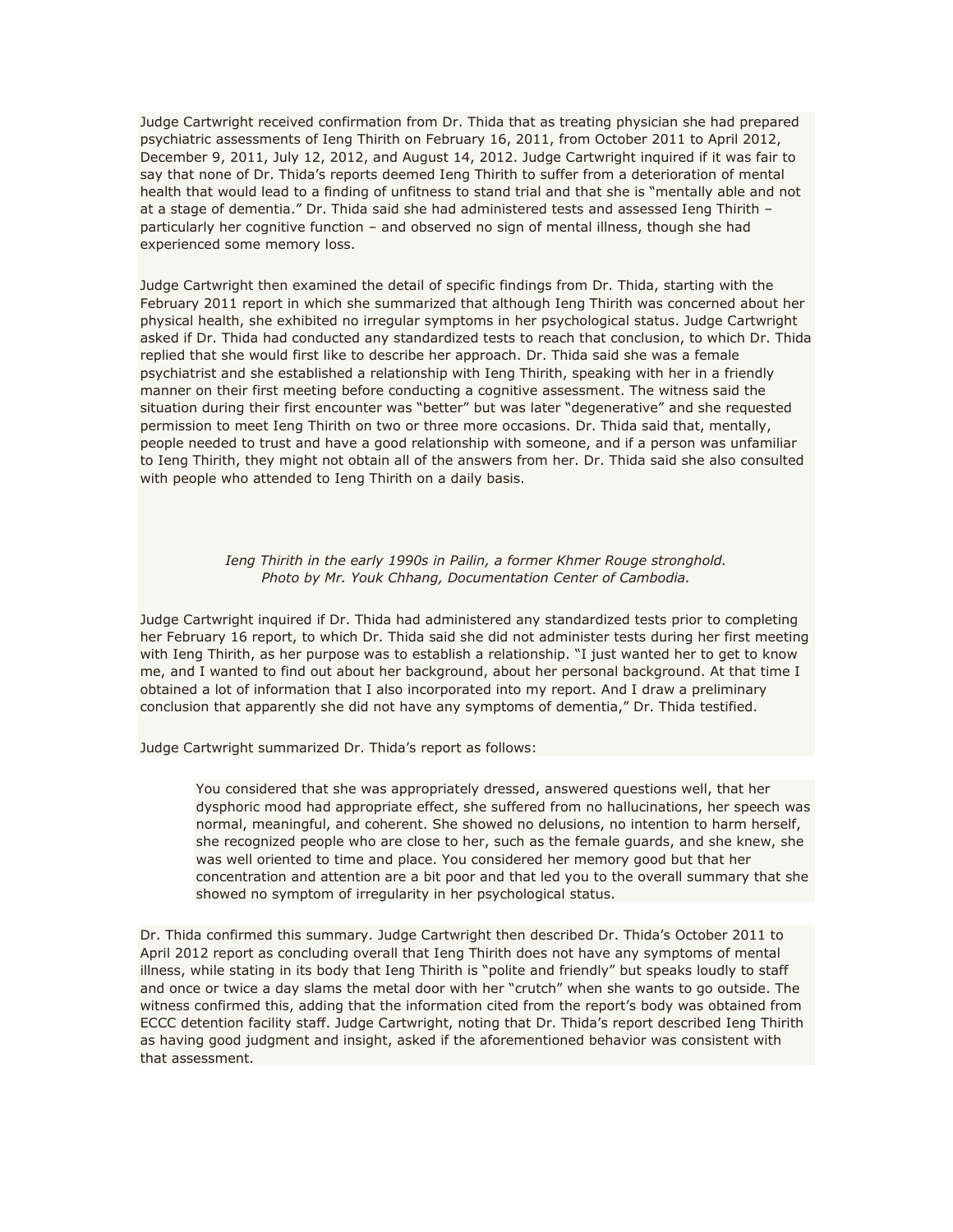Judge Cartwright received confirmation from Dr. Thida that as treating physician she had prepared psychiatric assessments of Ieng Thirith on February 16, 2011, from October 2011 to April 2012, December 9, 2011, July 12, 2012, and August 14, 2012. Judge Cartwright inquired if it was fair to say that none of Dr. Thida's reports deemed Ieng Thirith to suffer from a deterioration of mental health that would lead to a finding of unfitness to stand trial and that she is "mentally able and not at a stage of dementia." Dr. Thida said she had administered tests and assessed Ieng Thirith – particularly her cognitive function – and observed no sign of mental illness, though she had experienced some memory loss.

Judge Cartwright then examined the detail of specific findings from Dr. Thida, starting with the February 2011 report in which she summarized that although Ieng Thirith was concerned about her physical health, she exhibited no irregular symptoms in her psychological status. Judge Cartwright asked if Dr. Thida had conducted any standardized tests to reach that conclusion, to which Dr. Thida replied that she would first like to describe her approach. Dr. Thida said she was a female psychiatrist and she established a relationship with Ieng Thirith, speaking with her in a friendly manner on their first meeting before conducting a cognitive assessment. The witness said the situation during their first encounter was "better" but was later "degenerative" and she requested permission to meet Ieng Thirith on two or three more occasions. Dr. Thida said that, mentally, people needed to trust and have a good relationship with someone, and if a person was unfamiliar to Ieng Thirith, they might not obtain all of the answers from her. Dr. Thida said she also consulted with people who attended to Ieng Thirith on a daily basis.

*Ieng Thirith in the early 1990s in Pailin, a former Khmer Rouge stronghold.*
*Photo by Mr. Youk Chhang, Documentation Center of Cambodia.*

Judge Cartwright inquired if Dr. Thida had administered any standardized tests prior to completing her February 16 report, to which Dr. Thida said she did not administer tests during her first meeting with Ieng Thirith, as her purpose was to establish a relationship. "I just wanted her to get to know me, and I wanted to find out about her background, about her personal background. At that time I obtained a lot of information that I also incorporated into my report. And I draw a preliminary conclusion that apparently she did not have any symptoms of dementia," Dr. Thida testified.

Judge Cartwright summarized Dr. Thida's report as follows:

> You considered that she was appropriately dressed, answered questions well, that her dysphoric mood had appropriate effect, she suffered from no hallucinations, her speech was normal, meaningful, and coherent. She showed no delusions, no intention to harm herself, she recognized people who are close to her, such as the female guards, and she knew, she was well oriented to time and place. You considered her memory good but that her concentration and attention are a bit poor and that led you to the overall summary that she showed no symptom of irregularity in her psychological status.

Dr. Thida confirmed this summary. Judge Cartwright then described Dr. Thida's October 2011 to April 2012 report as concluding overall that Ieng Thirith does not have any symptoms of mental illness, while stating in its body that Ieng Thirith is "polite and friendly" but speaks loudly to staff and once or twice a day slams the metal door with her "crutch" when she wants to go outside. The witness confirmed this, adding that the information cited from the report's body was obtained from ECCC detention facility staff. Judge Cartwright, noting that Dr. Thida's report described Ieng Thirith as having good judgment and insight, asked if the aforementioned behavior was consistent with that assessment.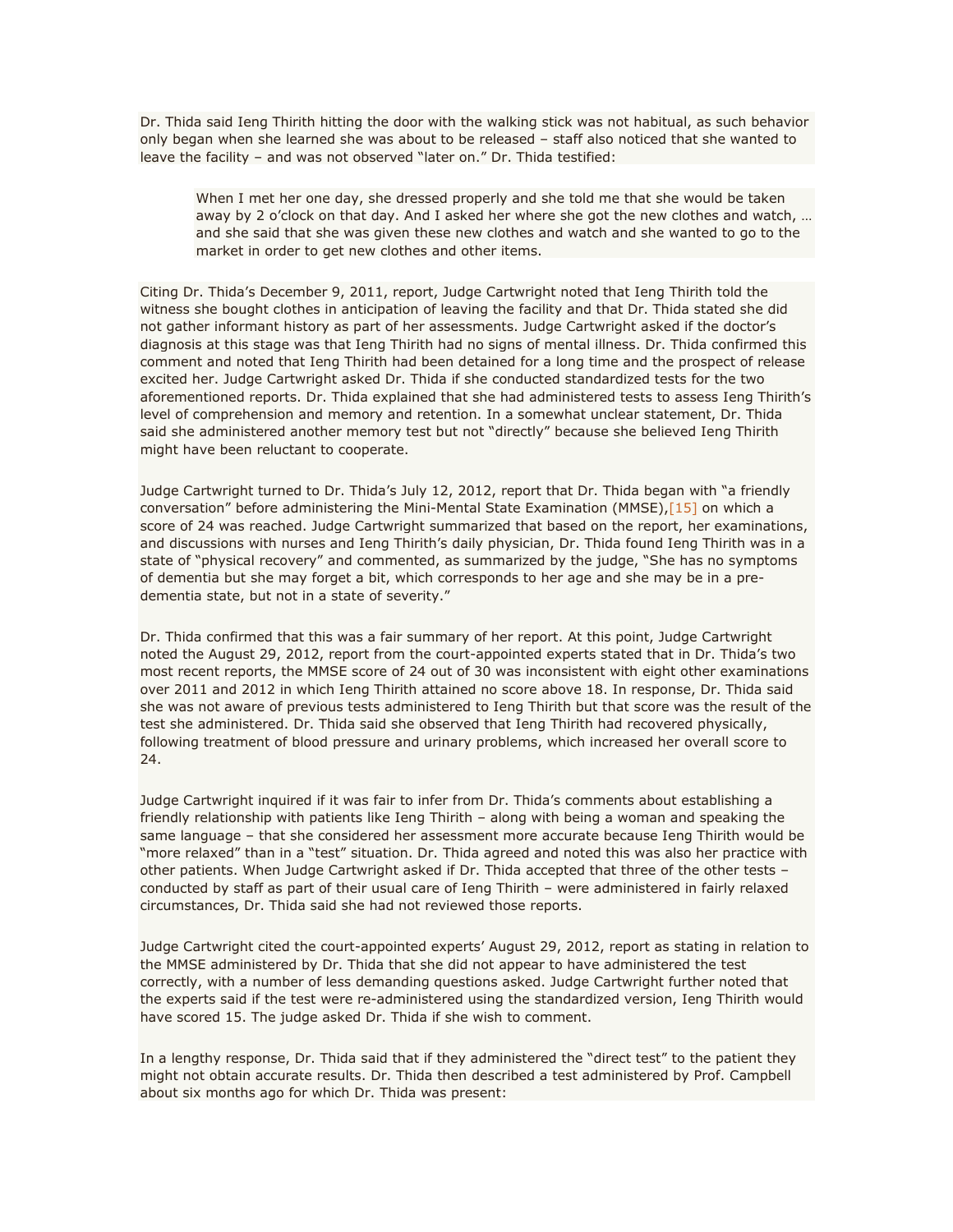Dr. Thida said Ieng Thirith hitting the door with the walking stick was not habitual, as such behavior only began when she learned she was about to be released – staff also noticed that she wanted to leave the facility – and was not observed "later on." Dr. Thida testified:

> When I met her one day, she dressed properly and she told me that she would be taken away by 2 o'clock on that day. And I asked her where she got the new clothes and watch, … and she said that she was given these new clothes and watch and she wanted to go to the market in order to get new clothes and other items.

Citing Dr. Thida's December 9, 2011, report, Judge Cartwright noted that Ieng Thirith told the witness she bought clothes in anticipation of leaving the facility and that Dr. Thida stated she did not gather informant history as part of her assessments. Judge Cartwright asked if the doctor's diagnosis at this stage was that Ieng Thirith had no signs of mental illness. Dr. Thida confirmed this comment and noted that Ieng Thirith had been detained for a long time and the prospect of release excited her. Judge Cartwright asked Dr. Thida if she conducted standardized tests for the two aforementioned reports. Dr. Thida explained that she had administered tests to assess Ieng Thirith's level of comprehension and memory and retention. In a somewhat unclear statement, Dr. Thida said she administered another memory test but not "directly" because she believed Ieng Thirith might have been reluctant to cooperate.

Judge Cartwright turned to Dr. Thida's July 12, 2012, report that Dr. Thida began with "a friendly conversation" before administering the Mini-Mental State Examination (MMSE),[15] on which a score of 24 was reached. Judge Cartwright summarized that based on the report, her examinations, and discussions with nurses and Ieng Thirith's daily physician, Dr. Thida found Ieng Thirith was in a state of "physical recovery" and commented, as summarized by the judge, "She has no symptoms of dementia but she may forget a bit, which corresponds to her age and she may be in a pre-dementia state, but not in a state of severity."

Dr. Thida confirmed that this was a fair summary of her report. At this point, Judge Cartwright noted the August 29, 2012, report from the court-appointed experts stated that in Dr. Thida's two most recent reports, the MMSE score of 24 out of 30 was inconsistent with eight other examinations over 2011 and 2012 in which Ieng Thirith attained no score above 18. In response, Dr. Thida said she was not aware of previous tests administered to Ieng Thirith but that score was the result of the test she administered. Dr. Thida said she observed that Ieng Thirith had recovered physically, following treatment of blood pressure and urinary problems, which increased her overall score to 24.

Judge Cartwright inquired if it was fair to infer from Dr. Thida's comments about establishing a friendly relationship with patients like Ieng Thirith – along with being a woman and speaking the same language – that she considered her assessment more accurate because Ieng Thirith would be "more relaxed" than in a "test" situation. Dr. Thida agreed and noted this was also her practice with other patients. When Judge Cartwright asked if Dr. Thida accepted that three of the other tests – conducted by staff as part of their usual care of Ieng Thirith – were administered in fairly relaxed circumstances, Dr. Thida said she had not reviewed those reports.

Judge Cartwright cited the court-appointed experts' August 29, 2012, report as stating in relation to the MMSE administered by Dr. Thida that she did not appear to have administered the test correctly, with a number of less demanding questions asked. Judge Cartwright further noted that the experts said if the test were re-administered using the standardized version, Ieng Thirith would have scored 15. The judge asked Dr. Thida if she wish to comment.

In a lengthy response, Dr. Thida said that if they administered the "direct test" to the patient they might not obtain accurate results. Dr. Thida then described a test administered by Prof. Campbell about six months ago for which Dr. Thida was present: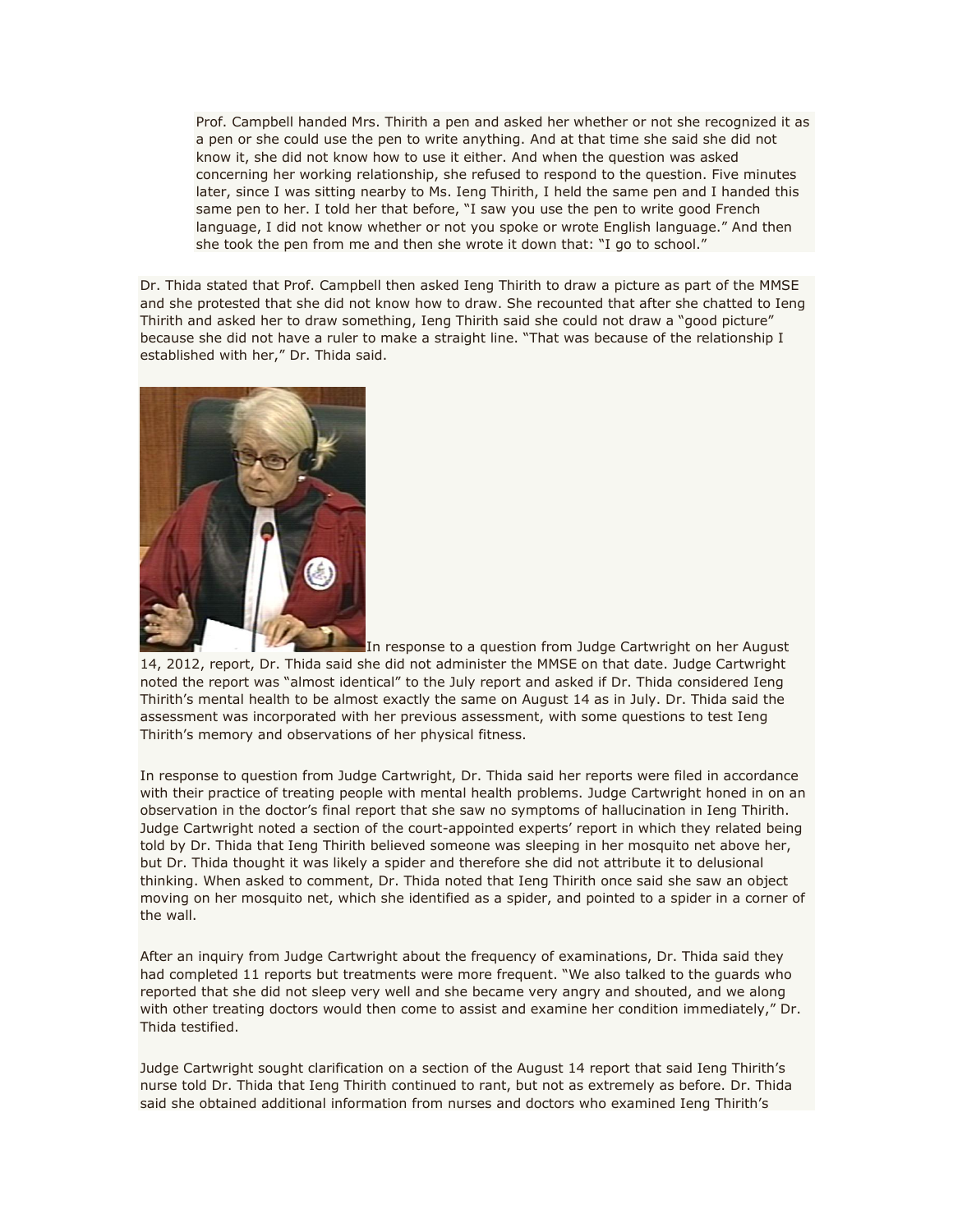> Prof. Campbell handed Mrs. Thirith a pen and asked her whether or not she recognized it as a pen or she could use the pen to write anything. And at that time she said she did not know it, she did not know how to use it either. And when the question was asked concerning her working relationship, she refused to respond to the question. Five minutes later, since I was sitting nearby to Ms. Ieng Thirith, I held the same pen and I handed this same pen to her. I told her that before, "I saw you use the pen to write good French language, I did not know whether or not you spoke or wrote English language." And then she took the pen from me and then she wrote it down that: "I go to school."

Dr. Thida stated that Prof. Campbell then asked Ieng Thirith to draw a picture as part of the MMSE and she protested that she did not know how to draw. She recounted that after she chatted to Ieng Thirith and asked her to draw something, Ieng Thirith said she could not draw a "good picture" because she did not have a ruler to make a straight line. "That was because of the relationship I established with her," Dr. Thida said.

In response to a question from Judge Cartwright on her August 14, 2012, report, Dr. Thida said she did not administer the MMSE on that date. Judge Cartwright noted the report was "almost identical" to the July report and asked if Dr. Thida considered Ieng Thirith's mental health to be almost exactly the same on August 14 as in July. Dr. Thida said the assessment was incorporated with her previous assessment, with some questions to test Ieng Thirith's memory and observations of her physical fitness.

In response to question from Judge Cartwright, Dr. Thida said her reports were filed in accordance with their practice of treating people with mental health problems. Judge Cartwright honed in on an observation in the doctor's final report that she saw no symptoms of hallucination in Ieng Thirith. Judge Cartwright noted a section of the court-appointed experts' report in which they related being told by Dr. Thida that Ieng Thirith believed someone was sleeping in her mosquito net above her, but Dr. Thida thought it was likely a spider and therefore she did not attribute it to delusional thinking. When asked to comment, Dr. Thida noted that Ieng Thirith once said she saw an object moving on her mosquito net, which she identified as a spider, and pointed to a spider in a corner of the wall.

After an inquiry from Judge Cartwright about the frequency of examinations, Dr. Thida said they had completed 11 reports but treatments were more frequent. "We also talked to the guards who reported that she did not sleep very well and she became very angry and shouted, and we along with other treating doctors would then come to assist and examine her condition immediately," Dr. Thida testified.

Judge Cartwright sought clarification on a section of the August 14 report that said Ieng Thirith's nurse told Dr. Thida that Ieng Thirith continued to rant, but not as extremely as before. Dr. Thida said she obtained additional information from nurses and doctors who examined Ieng Thirith's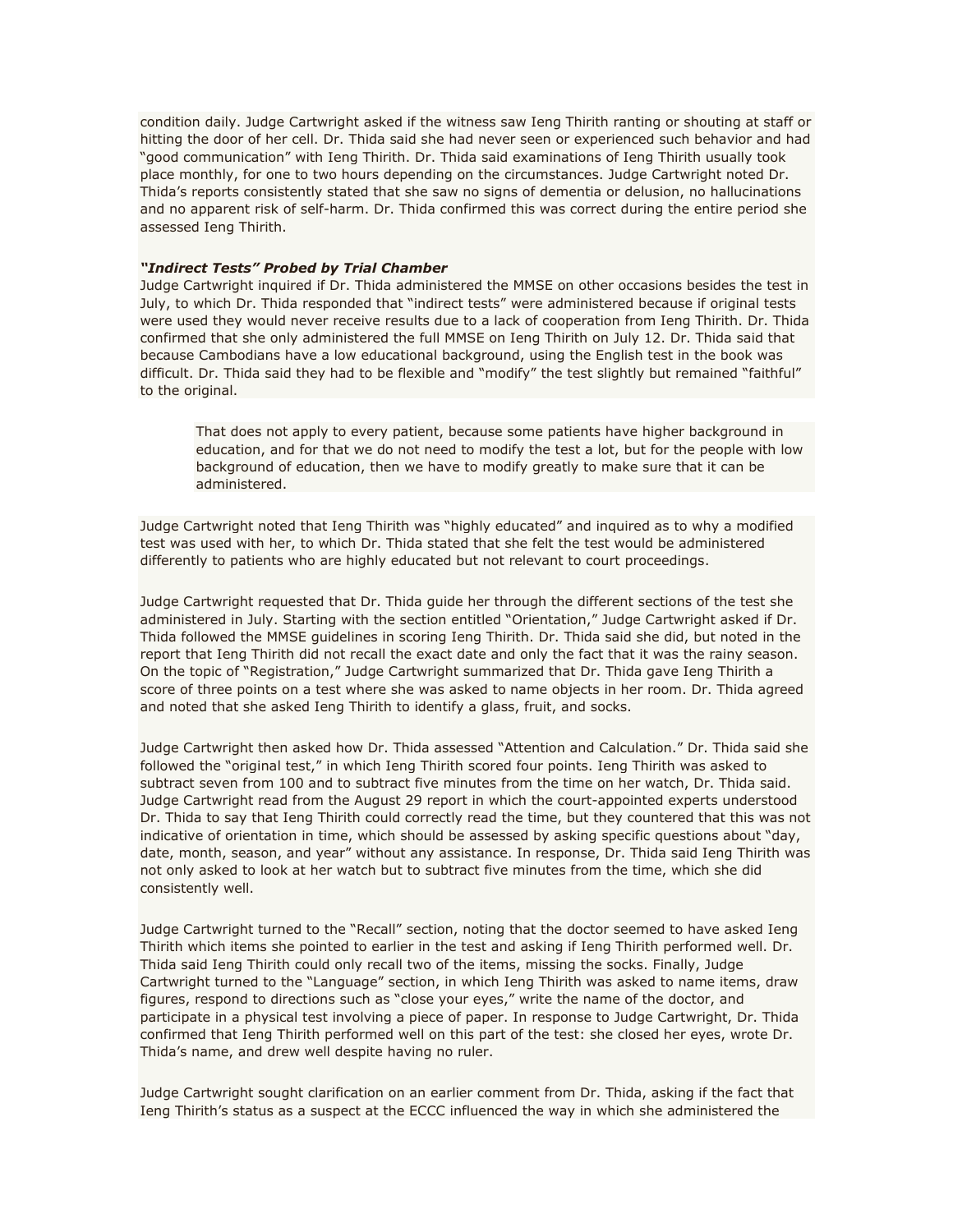condition daily. Judge Cartwright asked if the witness saw Ieng Thirith ranting or shouting at staff or hitting the door of her cell. Dr. Thida said she had never seen or experienced such behavior and had "good communication" with Ieng Thirith. Dr. Thida said examinations of Ieng Thirith usually took place monthly, for one to two hours depending on the circumstances. Judge Cartwright noted Dr. Thida's reports consistently stated that she saw no signs of dementia or delusion, no hallucinations and no apparent risk of self-harm. Dr. Thida confirmed this was correct during the entire period she assessed Ieng Thirith.

***"Indirect Tests" Probed by Trial Chamber***

Judge Cartwright inquired if Dr. Thida administered the MMSE on other occasions besides the test in July, to which Dr. Thida responded that "indirect tests" were administered because if original tests were used they would never receive results due to a lack of cooperation from Ieng Thirith. Dr. Thida confirmed that she only administered the full MMSE on Ieng Thirith on July 12. Dr. Thida said that because Cambodians have a low educational background, using the English test in the book was difficult. Dr. Thida said they had to be flexible and "modify" the test slightly but remained "faithful" to the original.

> That does not apply to every patient, because some patients have higher background in education, and for that we do not need to modify the test a lot, but for the people with low background of education, then we have to modify greatly to make sure that it can be administered.

Judge Cartwright noted that Ieng Thirith was "highly educated" and inquired as to why a modified test was used with her, to which Dr. Thida stated that she felt the test would be administered differently to patients who are highly educated but not relevant to court proceedings.

Judge Cartwright requested that Dr. Thida guide her through the different sections of the test she administered in July. Starting with the section entitled "Orientation," Judge Cartwright asked if Dr. Thida followed the MMSE guidelines in scoring Ieng Thirith. Dr. Thida said she did, but noted in the report that Ieng Thirith did not recall the exact date and only the fact that it was the rainy season. On the topic of "Registration," Judge Cartwright summarized that Dr. Thida gave Ieng Thirith a score of three points on a test where she was asked to name objects in her room. Dr. Thida agreed and noted that she asked Ieng Thirith to identify a glass, fruit, and socks.

Judge Cartwright then asked how Dr. Thida assessed "Attention and Calculation." Dr. Thida said she followed the "original test," in which Ieng Thirith scored four points. Ieng Thirith was asked to subtract seven from 100 and to subtract five minutes from the time on her watch, Dr. Thida said. Judge Cartwright read from the August 29 report in which the court-appointed experts understood Dr. Thida to say that Ieng Thirith could correctly read the time, but they countered that this was not indicative of orientation in time, which should be assessed by asking specific questions about "day, date, month, season, and year" without any assistance. In response, Dr. Thida said Ieng Thirith was not only asked to look at her watch but to subtract five minutes from the time, which she did consistently well.

Judge Cartwright turned to the "Recall" section, noting that the doctor seemed to have asked Ieng Thirith which items she pointed to earlier in the test and asking if Ieng Thirith performed well. Dr. Thida said Ieng Thirith could only recall two of the items, missing the socks. Finally, Judge Cartwright turned to the "Language" section, in which Ieng Thirith was asked to name items, draw figures, respond to directions such as "close your eyes," write the name of the doctor, and participate in a physical test involving a piece of paper. In response to Judge Cartwright, Dr. Thida confirmed that Ieng Thirith performed well on this part of the test: she closed her eyes, wrote Dr. Thida's name, and drew well despite having no ruler.

Judge Cartwright sought clarification on an earlier comment from Dr. Thida, asking if the fact that Ieng Thirith's status as a suspect at the ECCC influenced the way in which she administered the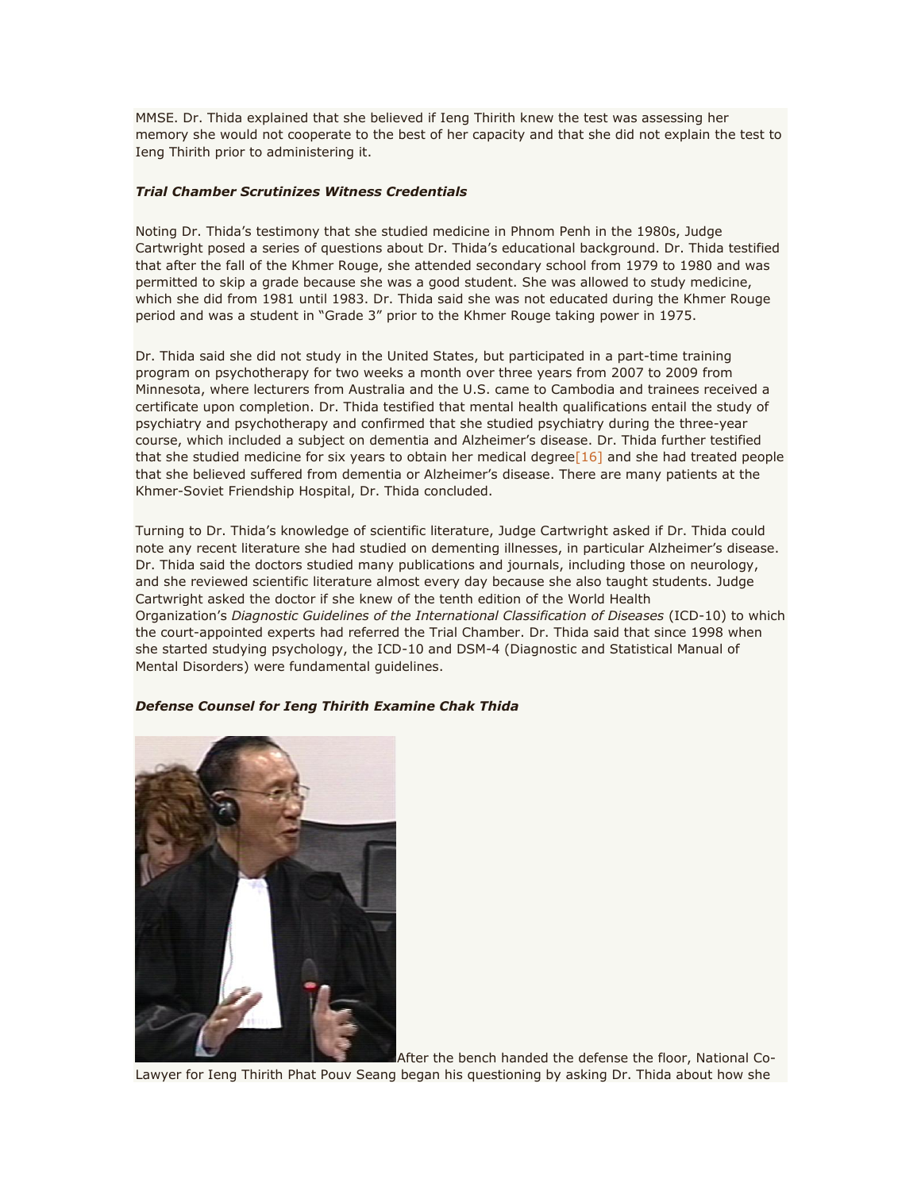MMSE. Dr. Thida explained that she believed if Ieng Thirith knew the test was assessing her memory she would not cooperate to the best of her capacity and that she did not explain the test to Ieng Thirith prior to administering it.

### *Trial Chamber Scrutinizes Witness Credentials*

Noting Dr. Thida's testimony that she studied medicine in Phnom Penh in the 1980s, Judge Cartwright posed a series of questions about Dr. Thida's educational background. Dr. Thida testified that after the fall of the Khmer Rouge, she attended secondary school from 1979 to 1980 and was permitted to skip a grade because she was a good student. She was allowed to study medicine, which she did from 1981 until 1983. Dr. Thida said she was not educated during the Khmer Rouge period and was a student in "Grade 3" prior to the Khmer Rouge taking power in 1975.

Dr. Thida said she did not study in the United States, but participated in a part-time training program on psychotherapy for two weeks a month over three years from 2007 to 2009 from Minnesota, where lecturers from Australia and the U.S. came to Cambodia and trainees received a certificate upon completion. Dr. Thida testified that mental health qualifications entail the study of psychiatry and psychotherapy and confirmed that she studied psychiatry during the three-year course, which included a subject on dementia and Alzheimer's disease. Dr. Thida further testified that she studied medicine for six years to obtain her medical degree[16] and she had treated people that she believed suffered from dementia or Alzheimer's disease. There are many patients at the Khmer-Soviet Friendship Hospital, Dr. Thida concluded.

Turning to Dr. Thida's knowledge of scientific literature, Judge Cartwright asked if Dr. Thida could note any recent literature she had studied on dementing illnesses, in particular Alzheimer's disease. Dr. Thida said the doctors studied many publications and journals, including those on neurology, and she reviewed scientific literature almost every day because she also taught students. Judge Cartwright asked the doctor if she knew of the tenth edition of the World Health Organization's *Diagnostic Guidelines of the International Classification of Diseases* (ICD-10) to which the court-appointed experts had referred the Trial Chamber. Dr. Thida said that since 1998 when she started studying psychology, the ICD-10 and DSM-4 (Diagnostic and Statistical Manual of Mental Disorders) were fundamental guidelines.

### *Defense Counsel for Ieng Thirith Examine Chak Thida*

After the bench handed the defense the floor, National Co-Lawyer for Ieng Thirith Phat Pouv Seang began his questioning by asking Dr. Thida about how she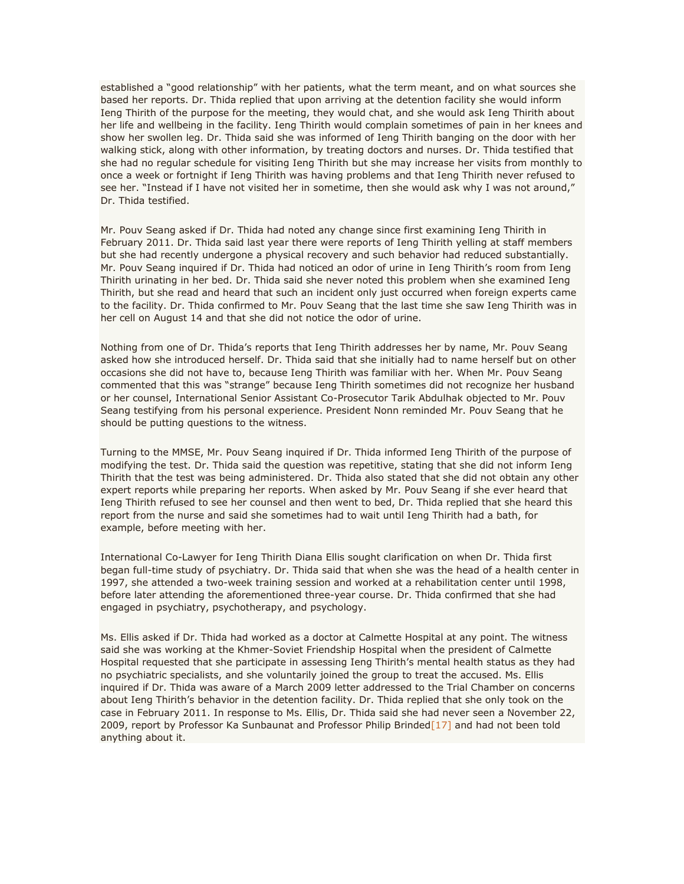established a "good relationship" with her patients, what the term meant, and on what sources she based her reports. Dr. Thida replied that upon arriving at the detention facility she would inform Ieng Thirith of the purpose for the meeting, they would chat, and she would ask Ieng Thirith about her life and wellbeing in the facility. Ieng Thirith would complain sometimes of pain in her knees and show her swollen leg. Dr. Thida said she was informed of Ieng Thirith banging on the door with her walking stick, along with other information, by treating doctors and nurses. Dr. Thida testified that she had no regular schedule for visiting Ieng Thirith but she may increase her visits from monthly to once a week or fortnight if Ieng Thirith was having problems and that Ieng Thirith never refused to see her. "Instead if I have not visited her in sometime, then she would ask why I was not around," Dr. Thida testified.

Mr. Pouv Seang asked if Dr. Thida had noted any change since first examining Ieng Thirith in February 2011. Dr. Thida said last year there were reports of Ieng Thirith yelling at staff members but she had recently undergone a physical recovery and such behavior had reduced substantially. Mr. Pouv Seang inquired if Dr. Thida had noticed an odor of urine in Ieng Thirith's room from Ieng Thirith urinating in her bed. Dr. Thida said she never noted this problem when she examined Ieng Thirith, but she read and heard that such an incident only just occurred when foreign experts came to the facility. Dr. Thida confirmed to Mr. Pouv Seang that the last time she saw Ieng Thirith was in her cell on August 14 and that she did not notice the odor of urine.

Nothing from one of Dr. Thida's reports that Ieng Thirith addresses her by name, Mr. Pouv Seang asked how she introduced herself. Dr. Thida said that she initially had to name herself but on other occasions she did not have to, because Ieng Thirith was familiar with her. When Mr. Pouv Seang commented that this was "strange" because Ieng Thirith sometimes did not recognize her husband or her counsel, International Senior Assistant Co-Prosecutor Tarik Abdulhak objected to Mr. Pouv Seang testifying from his personal experience. President Nonn reminded Mr. Pouv Seang that he should be putting questions to the witness.

Turning to the MMSE, Mr. Pouv Seang inquired if Dr. Thida informed Ieng Thirith of the purpose of modifying the test. Dr. Thida said the question was repetitive, stating that she did not inform Ieng Thirith that the test was being administered. Dr. Thida also stated that she did not obtain any other expert reports while preparing her reports. When asked by Mr. Pouv Seang if she ever heard that Ieng Thirith refused to see her counsel and then went to bed, Dr. Thida replied that she heard this report from the nurse and said she sometimes had to wait until Ieng Thirith had a bath, for example, before meeting with her.

International Co-Lawyer for Ieng Thirith Diana Ellis sought clarification on when Dr. Thida first began full-time study of psychiatry. Dr. Thida said that when she was the head of a health center in 1997, she attended a two-week training session and worked at a rehabilitation center until 1998, before later attending the aforementioned three-year course. Dr. Thida confirmed that she had engaged in psychiatry, psychotherapy, and psychology.

Ms. Ellis asked if Dr. Thida had worked as a doctor at Calmette Hospital at any point. The witness said she was working at the Khmer-Soviet Friendship Hospital when the president of Calmette Hospital requested that she participate in assessing Ieng Thirith's mental health status as they had no psychiatric specialists, and she voluntarily joined the group to treat the accused. Ms. Ellis inquired if Dr. Thida was aware of a March 2009 letter addressed to the Trial Chamber on concerns about Ieng Thirith's behavior in the detention facility. Dr. Thida replied that she only took on the case in February 2011. In response to Ms. Ellis, Dr. Thida said she had never seen a November 22, 2009, report by Professor Ka Sunbaunat and Professor Philip Brinded[17] and had not been told anything about it.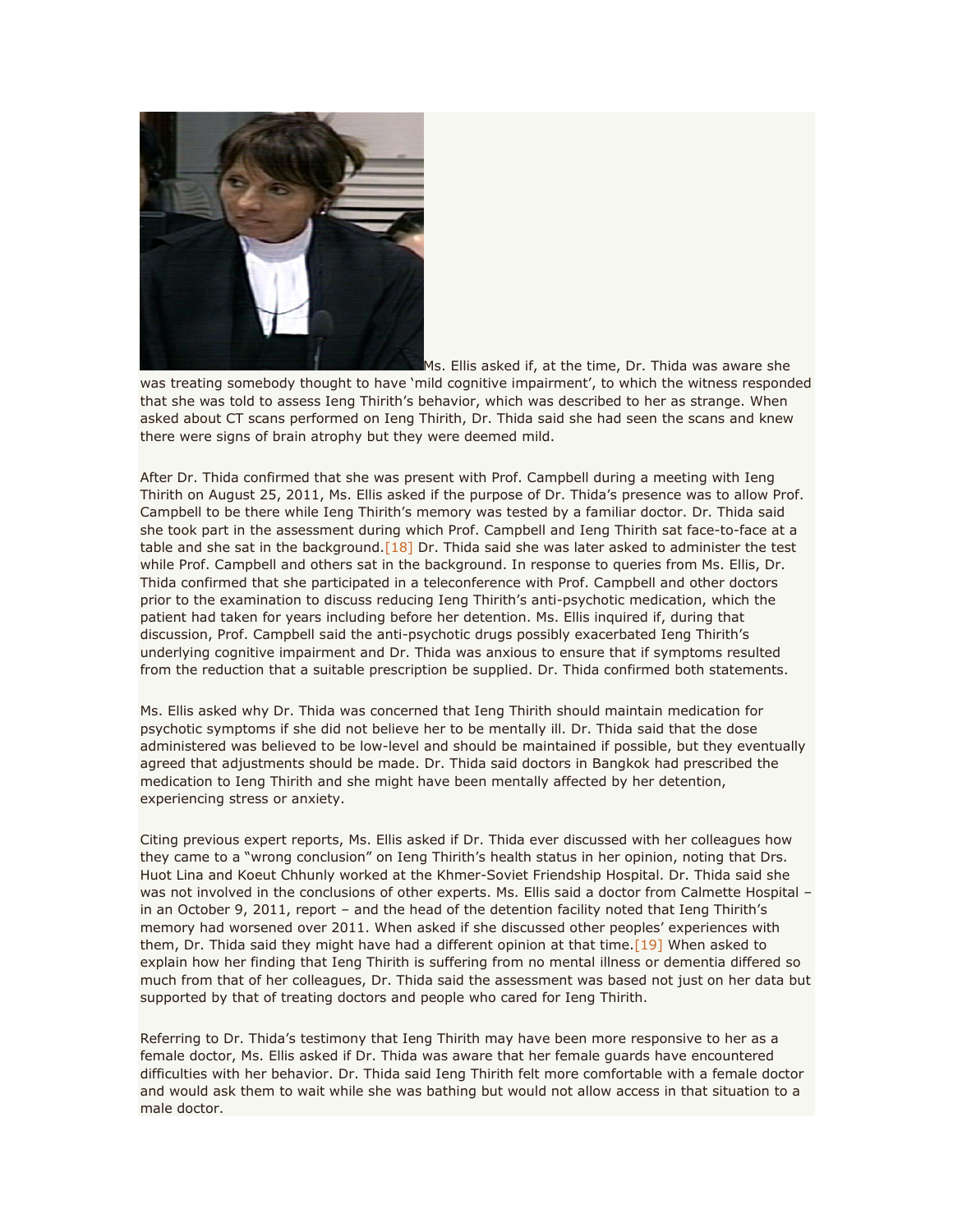Ms. Ellis asked if, at the time, Dr. Thida was aware she was treating somebody thought to have 'mild cognitive impairment', to which the witness responded that she was told to assess Ieng Thirith's behavior, which was described to her as strange. When asked about CT scans performed on Ieng Thirith, Dr. Thida said she had seen the scans and knew there were signs of brain atrophy but they were deemed mild.

After Dr. Thida confirmed that she was present with Prof. Campbell during a meeting with Ieng Thirith on August 25, 2011, Ms. Ellis asked if the purpose of Dr. Thida's presence was to allow Prof. Campbell to be there while Ieng Thirith's memory was tested by a familiar doctor. Dr. Thida said she took part in the assessment during which Prof. Campbell and Ieng Thirith sat face-to-face at a table and she sat in the background.[18] Dr. Thida said she was later asked to administer the test while Prof. Campbell and others sat in the background. In response to queries from Ms. Ellis, Dr. Thida confirmed that she participated in a teleconference with Prof. Campbell and other doctors prior to the examination to discuss reducing Ieng Thirith's anti-psychotic medication, which the patient had taken for years including before her detention. Ms. Ellis inquired if, during that discussion, Prof. Campbell said the anti-psychotic drugs possibly exacerbated Ieng Thirith's underlying cognitive impairment and Dr. Thida was anxious to ensure that if symptoms resulted from the reduction that a suitable prescription be supplied. Dr. Thida confirmed both statements.

Ms. Ellis asked why Dr. Thida was concerned that Ieng Thirith should maintain medication for psychotic symptoms if she did not believe her to be mentally ill. Dr. Thida said that the dose administered was believed to be low-level and should be maintained if possible, but they eventually agreed that adjustments should be made. Dr. Thida said doctors in Bangkok had prescribed the medication to Ieng Thirith and she might have been mentally affected by her detention, experiencing stress or anxiety.

Citing previous expert reports, Ms. Ellis asked if Dr. Thida ever discussed with her colleagues how they came to a "wrong conclusion" on Ieng Thirith's health status in her opinion, noting that Drs. Huot Lina and Koeut Chhunly worked at the Khmer-Soviet Friendship Hospital. Dr. Thida said she was not involved in the conclusions of other experts. Ms. Ellis said a doctor from Calmette Hospital – in an October 9, 2011, report – and the head of the detention facility noted that Ieng Thirith's memory had worsened over 2011. When asked if she discussed other peoples' experiences with them, Dr. Thida said they might have had a different opinion at that time.[19] When asked to explain how her finding that Ieng Thirith is suffering from no mental illness or dementia differed so much from that of her colleagues, Dr. Thida said the assessment was based not just on her data but supported by that of treating doctors and people who cared for Ieng Thirith.

Referring to Dr. Thida's testimony that Ieng Thirith may have been more responsive to her as a female doctor, Ms. Ellis asked if Dr. Thida was aware that her female guards have encountered difficulties with her behavior. Dr. Thida said Ieng Thirith felt more comfortable with a female doctor and would ask them to wait while she was bathing but would not allow access in that situation to a male doctor.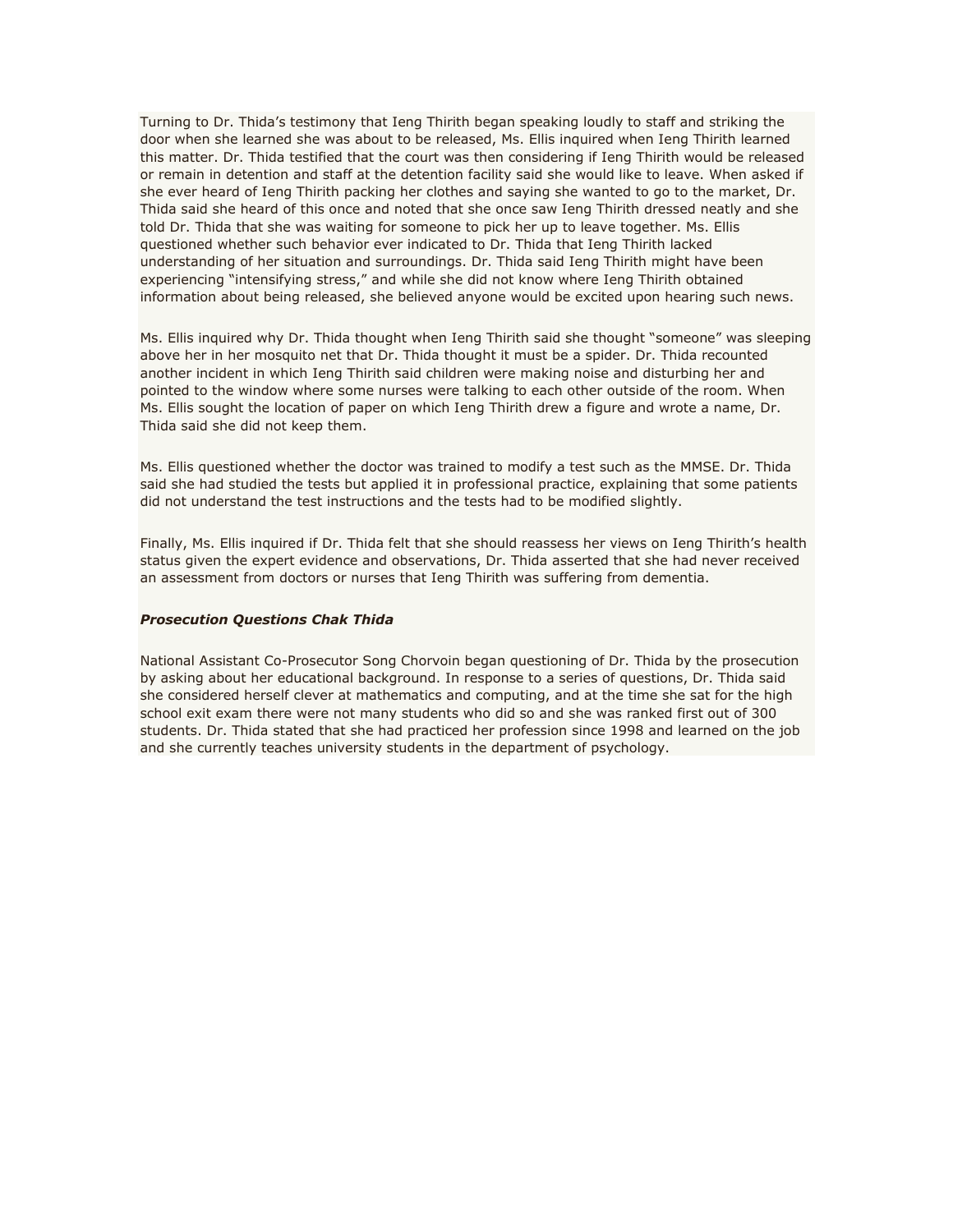Turning to Dr. Thida's testimony that Ieng Thirith began speaking loudly to staff and striking the door when she learned she was about to be released, Ms. Ellis inquired when Ieng Thirith learned this matter. Dr. Thida testified that the court was then considering if Ieng Thirith would be released or remain in detention and staff at the detention facility said she would like to leave. When asked if she ever heard of Ieng Thirith packing her clothes and saying she wanted to go to the market, Dr. Thida said she heard of this once and noted that she once saw Ieng Thirith dressed neatly and she told Dr. Thida that she was waiting for someone to pick her up to leave together. Ms. Ellis questioned whether such behavior ever indicated to Dr. Thida that Ieng Thirith lacked understanding of her situation and surroundings. Dr. Thida said Ieng Thirith might have been experiencing "intensifying stress," and while she did not know where Ieng Thirith obtained information about being released, she believed anyone would be excited upon hearing such news.

Ms. Ellis inquired why Dr. Thida thought when Ieng Thirith said she thought "someone" was sleeping above her in her mosquito net that Dr. Thida thought it must be a spider. Dr. Thida recounted another incident in which Ieng Thirith said children were making noise and disturbing her and pointed to the window where some nurses were talking to each other outside of the room. When Ms. Ellis sought the location of paper on which Ieng Thirith drew a figure and wrote a name, Dr. Thida said she did not keep them.

Ms. Ellis questioned whether the doctor was trained to modify a test such as the MMSE. Dr. Thida said she had studied the tests but applied it in professional practice, explaining that some patients did not understand the test instructions and the tests had to be modified slightly.

Finally, Ms. Ellis inquired if Dr. Thida felt that she should reassess her views on Ieng Thirith's health status given the expert evidence and observations, Dr. Thida asserted that she had never received an assessment from doctors or nurses that Ieng Thirith was suffering from dementia.

***Prosecution Questions Chak Thida***

National Assistant Co-Prosecutor Song Chorvoin began questioning of Dr. Thida by the prosecution by asking about her educational background. In response to a series of questions, Dr. Thida said she considered herself clever at mathematics and computing, and at the time she sat for the high school exit exam there were not many students who did so and she was ranked first out of 300 students. Dr. Thida stated that she had practiced her profession since 1998 and learned on the job and she currently teaches university students in the department of psychology.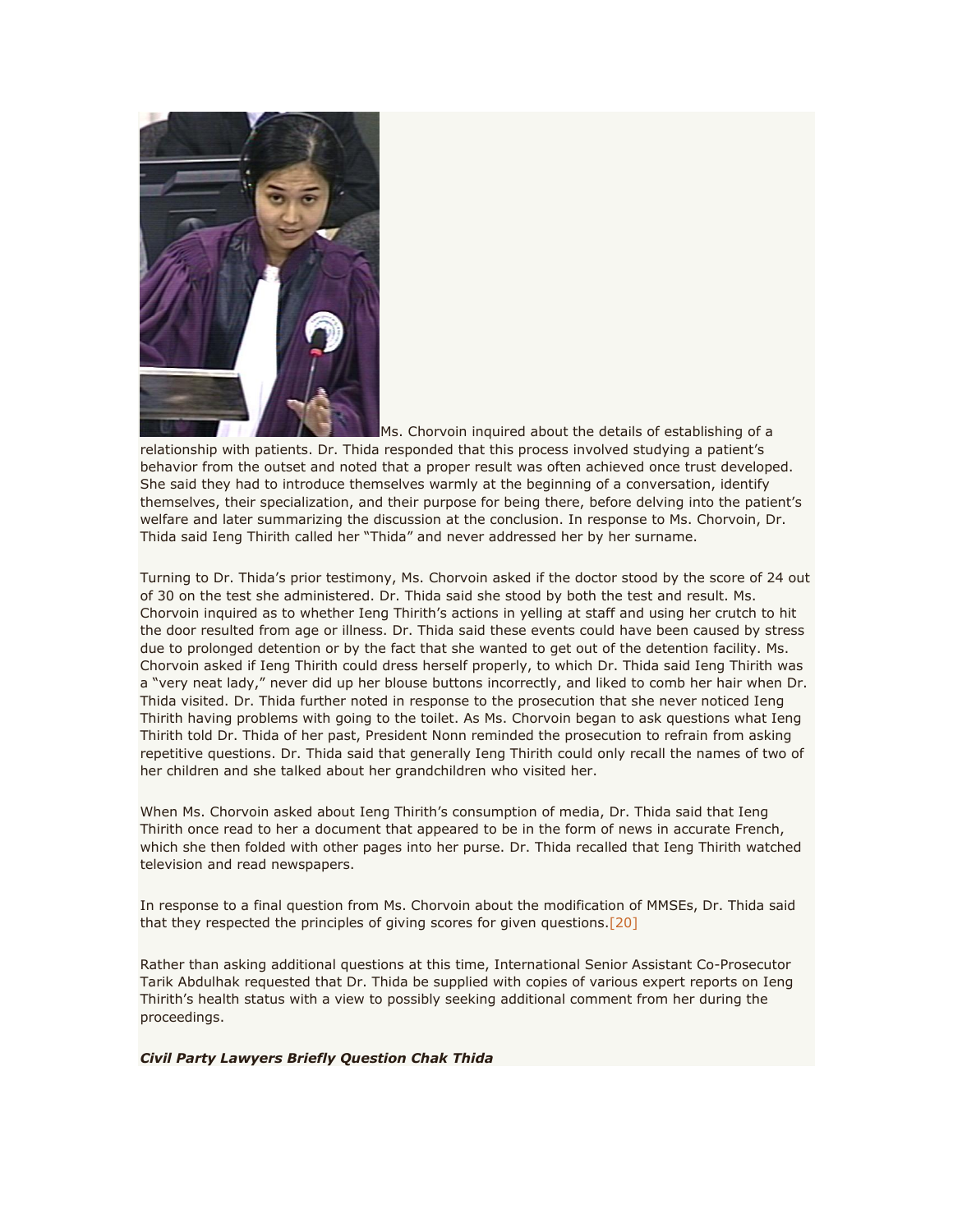Ms. Chorvoin inquired about the details of establishing of a relationship with patients. Dr. Thida responded that this process involved studying a patient's behavior from the outset and noted that a proper result was often achieved once trust developed. She said they had to introduce themselves warmly at the beginning of a conversation, identify themselves, their specialization, and their purpose for being there, before delving into the patient's welfare and later summarizing the discussion at the conclusion. In response to Ms. Chorvoin, Dr. Thida said Ieng Thirith called her "Thida" and never addressed her by her surname.

Turning to Dr. Thida's prior testimony, Ms. Chorvoin asked if the doctor stood by the score of 24 out of 30 on the test she administered. Dr. Thida said she stood by both the test and result. Ms. Chorvoin inquired as to whether Ieng Thirith's actions in yelling at staff and using her crutch to hit the door resulted from age or illness. Dr. Thida said these events could have been caused by stress due to prolonged detention or by the fact that she wanted to get out of the detention facility. Ms. Chorvoin asked if Ieng Thirith could dress herself properly, to which Dr. Thida said Ieng Thirith was a "very neat lady," never did up her blouse buttons incorrectly, and liked to comb her hair when Dr. Thida visited. Dr. Thida further noted in response to the prosecution that she never noticed Ieng Thirith having problems with going to the toilet. As Ms. Chorvoin began to ask questions what Ieng Thirith told Dr. Thida of her past, President Nonn reminded the prosecution to refrain from asking repetitive questions. Dr. Thida said that generally Ieng Thirith could only recall the names of two of her children and she talked about her grandchildren who visited her.

When Ms. Chorvoin asked about Ieng Thirith's consumption of media, Dr. Thida said that Ieng Thirith once read to her a document that appeared to be in the form of news in accurate French, which she then folded with other pages into her purse. Dr. Thida recalled that Ieng Thirith watched television and read newspapers.

In response to a final question from Ms. Chorvoin about the modification of MMSEs, Dr. Thida said that they respected the principles of giving scores for given questions.[20]

Rather than asking additional questions at this time, International Senior Assistant Co-Prosecutor Tarik Abdulhak requested that Dr. Thida be supplied with copies of various expert reports on Ieng Thirith's health status with a view to possibly seeking additional comment from her during the proceedings.

***Civil Party Lawyers Briefly Question Chak Thida***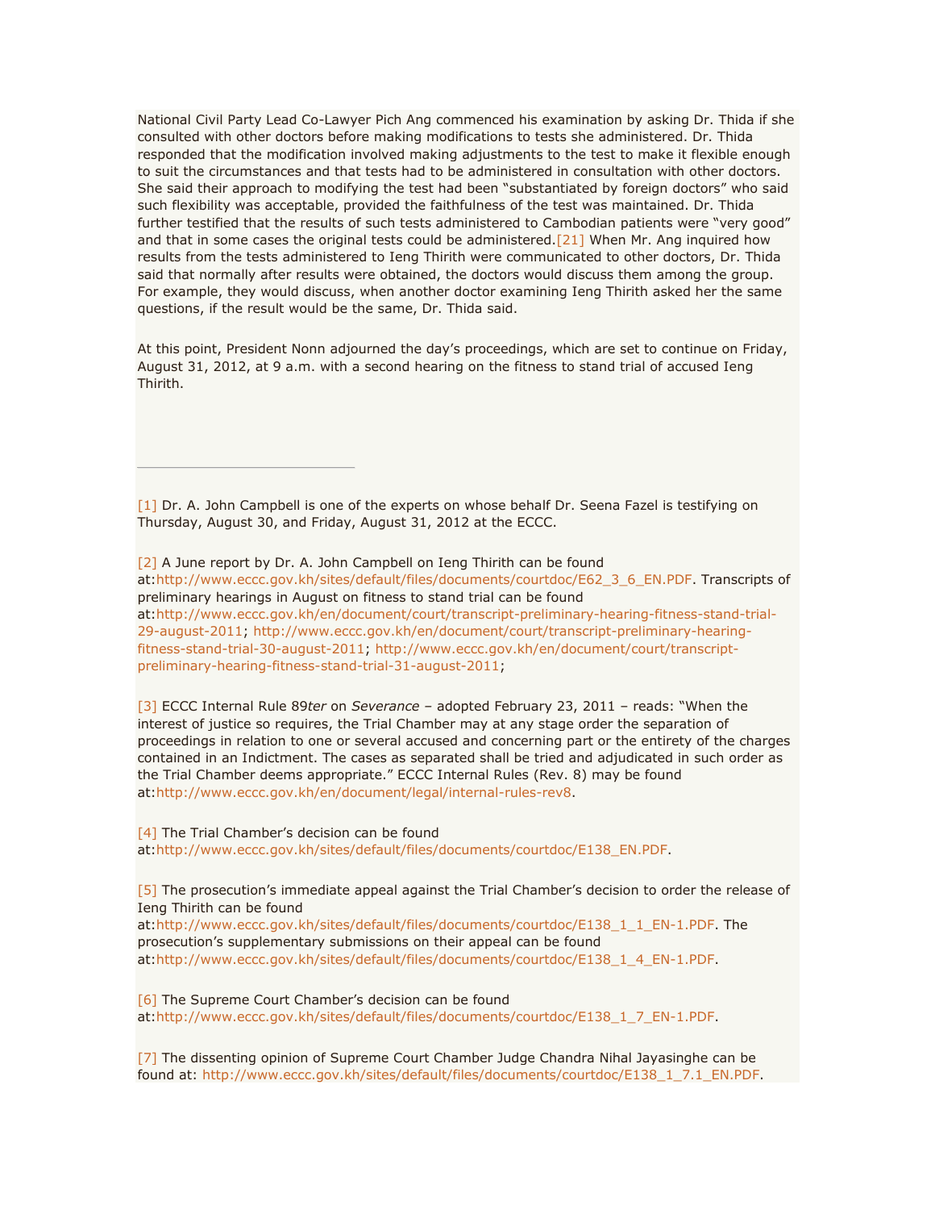National Civil Party Lead Co-Lawyer Pich Ang commenced his examination by asking Dr. Thida if she consulted with other doctors before making modifications to tests she administered. Dr. Thida responded that the modification involved making adjustments to the test to make it flexible enough to suit the circumstances and that tests had to be administered in consultation with other doctors. She said their approach to modifying the test had been "substantiated by foreign doctors" who said such flexibility was acceptable, provided the faithfulness of the test was maintained. Dr. Thida further testified that the results of such tests administered to Cambodian patients were "very good" and that in some cases the original tests could be administered.[21] When Mr. Ang inquired how results from the tests administered to Ieng Thirith were communicated to other doctors, Dr. Thida said that normally after results were obtained, the doctors would discuss them among the group. For example, they would discuss, when another doctor examining Ieng Thirith asked her the same questions, if the result would be the same, Dr. Thida said.

At this point, President Nonn adjourned the day's proceedings, which are set to continue on Friday, August 31, 2012, at 9 a.m. with a second hearing on the fitness to stand trial of accused Ieng Thirith.

---

[1] Dr. A. John Campbell is one of the experts on whose behalf Dr. Seena Fazel is testifying on Thursday, August 30, and Friday, August 31, 2012 at the ECCC.

[2] A June report by Dr. A. John Campbell on Ieng Thirith can be found at:http://www.eccc.gov.kh/sites/default/files/documents/courtdoc/E62_3_6_EN.PDF. Transcripts of preliminary hearings in August on fitness to stand trial can be found at:http://www.eccc.gov.kh/en/document/court/transcript-preliminary-hearing-fitness-stand-trial-29-august-2011; http://www.eccc.gov.kh/en/document/court/transcript-preliminary-hearing-fitness-stand-trial-30-august-2011; http://www.eccc.gov.kh/en/document/court/transcript-preliminary-hearing-fitness-stand-trial-31-august-2011;

[3] ECCC Internal Rule 89*ter* on *Severance* – adopted February 23, 2011 – reads: "When the interest of justice so requires, the Trial Chamber may at any stage order the separation of proceedings in relation to one or several accused and concerning part or the entirety of the charges contained in an Indictment. The cases as separated shall be tried and adjudicated in such order as the Trial Chamber deems appropriate." ECCC Internal Rules (Rev. 8) may be found at:http://www.eccc.gov.kh/en/document/legal/internal-rules-rev8.

[4] The Trial Chamber's decision can be found at:http://www.eccc.gov.kh/sites/default/files/documents/courtdoc/E138_EN.PDF.

[5] The prosecution's immediate appeal against the Trial Chamber's decision to order the release of Ieng Thirith can be found at:http://www.eccc.gov.kh/sites/default/files/documents/courtdoc/E138_1_1_EN-1.PDF. The prosecution's supplementary submissions on their appeal can be found at:http://www.eccc.gov.kh/sites/default/files/documents/courtdoc/E138_1_4_EN-1.PDF.

[6] The Supreme Court Chamber's decision can be found at:http://www.eccc.gov.kh/sites/default/files/documents/courtdoc/E138_1_7_EN-1.PDF.

[7] The dissenting opinion of Supreme Court Chamber Judge Chandra Nihal Jayasinghe can be found at: http://www.eccc.gov.kh/sites/default/files/documents/courtdoc/E138_1_7.1_EN.PDF.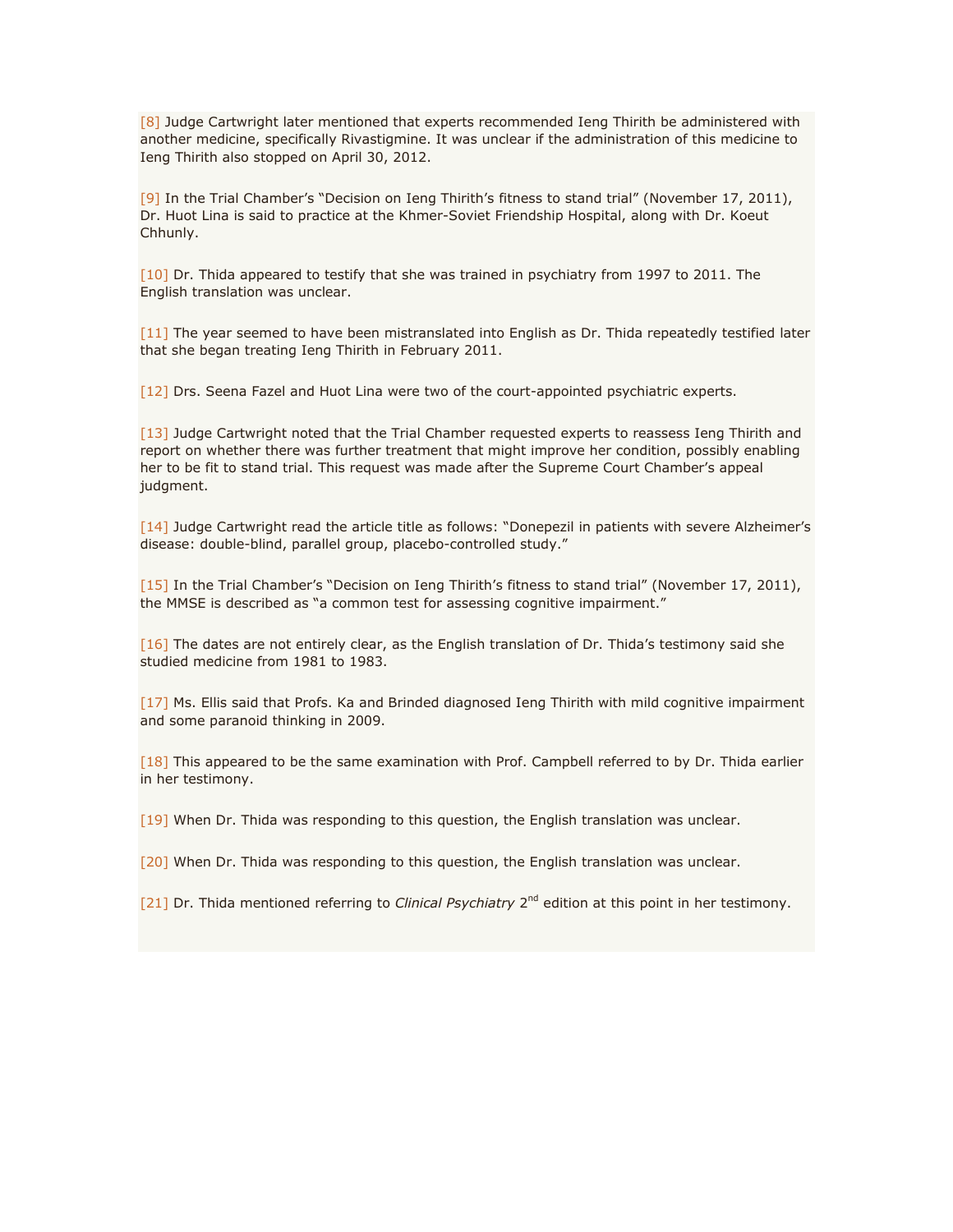[8] Judge Cartwright later mentioned that experts recommended Ieng Thirith be administered with another medicine, specifically Rivastigmine. It was unclear if the administration of this medicine to Ieng Thirith also stopped on April 30, 2012.

[9] In the Trial Chamber's "Decision on Ieng Thirith's fitness to stand trial" (November 17, 2011), Dr. Huot Lina is said to practice at the Khmer-Soviet Friendship Hospital, along with Dr. Koeut Chhunly.

[10] Dr. Thida appeared to testify that she was trained in psychiatry from 1997 to 2011. The English translation was unclear.

[11] The year seemed to have been mistranslated into English as Dr. Thida repeatedly testified later that she began treating Ieng Thirith in February 2011.

[12] Drs. Seena Fazel and Huot Lina were two of the court-appointed psychiatric experts.

[13] Judge Cartwright noted that the Trial Chamber requested experts to reassess Ieng Thirith and report on whether there was further treatment that might improve her condition, possibly enabling her to be fit to stand trial. This request was made after the Supreme Court Chamber's appeal judgment.

[14] Judge Cartwright read the article title as follows: "Donepezil in patients with severe Alzheimer's disease: double-blind, parallel group, placebo-controlled study."

[15] In the Trial Chamber's "Decision on Ieng Thirith's fitness to stand trial" (November 17, 2011), the MMSE is described as "a common test for assessing cognitive impairment."

[16] The dates are not entirely clear, as the English translation of Dr. Thida's testimony said she studied medicine from 1981 to 1983.

[17] Ms. Ellis said that Profs. Ka and Brinded diagnosed Ieng Thirith with mild cognitive impairment and some paranoid thinking in 2009.

[18] This appeared to be the same examination with Prof. Campbell referred to by Dr. Thida earlier in her testimony.

[19] When Dr. Thida was responding to this question, the English translation was unclear.

[20] When Dr. Thida was responding to this question, the English translation was unclear.

[21] Dr. Thida mentioned referring to *Clinical Psychiatry* 2nd edition at this point in her testimony.